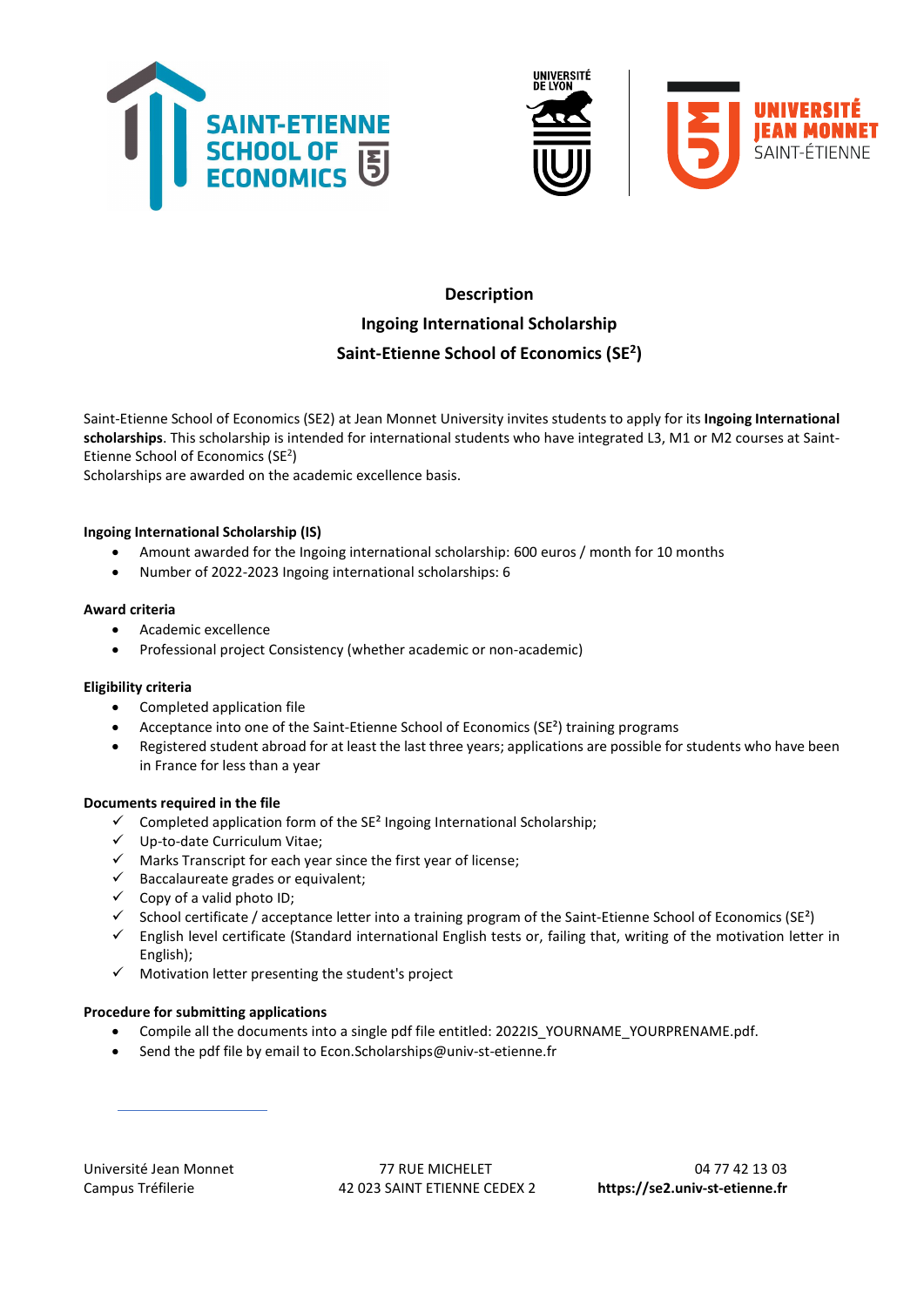## Description

## Ingoing International Scholarship

## Saint-Etienne School of Economics (SE²)

Saint-Etienne School of Economics (SE2) at Jean Monnet University invites students to apply for its **Ingoing International scholarships**. This scholarship is intended for international students who have integrated L3, M1 or M2 courses at Saint-Etienne School of Economics (SE²)

Scholarships are awarded on the academic excellence basis.

**Ingoing International Scholarship (IS)**

- Amount awarded for the Ingoing international scholarship: 600 euros / month for 10 months
- Number of 2022-2023 Ingoing international scholarships: 6

**Award criteria**

- Academic excellence
- Professional project Consistency (whether academic or non-academic)

**Eligibility criteria**

- Completed application file
- Acceptance into one of the Saint-Etienne School of Economics (SE²) training programs
- Registered student abroad for at least the last three years; applications are possible for students who have been in France for less than a year

**Documents required in the file**

- ✓ Completed application form of the SE² Ingoing International Scholarship;
- ✓ Up-to-date Curriculum Vitae;
- ✓ Marks Transcript for each year since the first year of license;
- ✓ Baccalaureate grades or equivalent;
- ✓ Copy of a valid photo ID;
- ✓ School certificate / acceptance letter into a training program of the Saint-Etienne School of Economics (SE²)
- ✓ English level certificate (Standard international English tests or, failing that, writing of the motivation letter in English);
- ✓ Motivation letter presenting the student's project

**Procedure for submitting applications**

- Compile all the documents into a single pdf file entitled: 2022IS_YOURNAME_YOURPRENAME.pdf.
- Send the pdf file by email to Econ.Scholarships@univ-st-etienne.fr

Université Jean Monnet
Campus Tréfilerie

77 RUE MICHELET
42 023 SAINT ETIENNE CEDEX 2

04 77 42 13 03
**https://se2.univ-st-etienne.fr**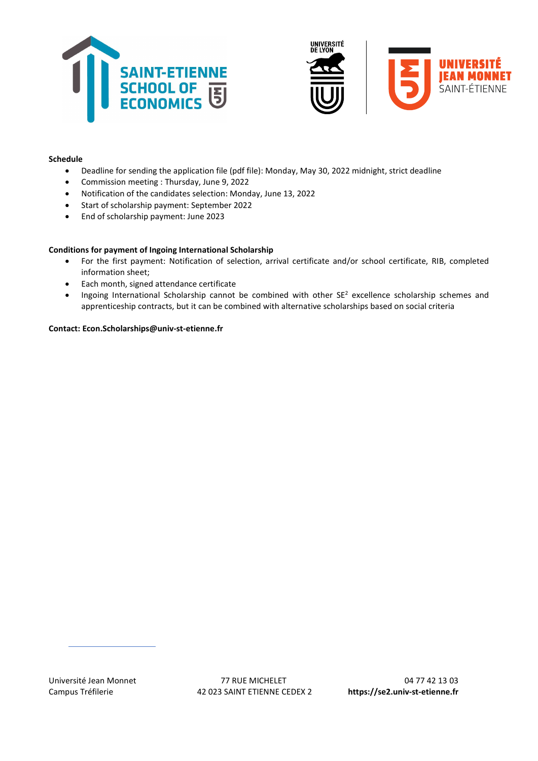**Schedule**

- Deadline for sending the application file (pdf file): Monday, May 30, 2022 midnight, strict deadline
- Commission meeting : Thursday, June 9, 2022
- Notification of the candidates selection: Monday, June 13, 2022
- Start of scholarship payment: September 2022
- End of scholarship payment: June 2023

**Conditions for payment of Ingoing International Scholarship**

- For the first payment: Notification of selection, arrival certificate and/or school certificate, RIB, completed information sheet;
- Each month, signed attendance certificate
- Ingoing International Scholarship cannot be combined with other $SE^2$ excellence scholarship schemes and apprenticeship contracts, but it can be combined with alternative scholarships based on social criteria

**Contact: Econ.Scholarships@univ-st-etienne.fr**

Université Jean Monnet
Campus Tréfilerie

77 RUE MICHELET
42 023 SAINT ETIENNE CEDEX 2

04 77 42 13 03
**https://se2.univ-st-etienne.fr**